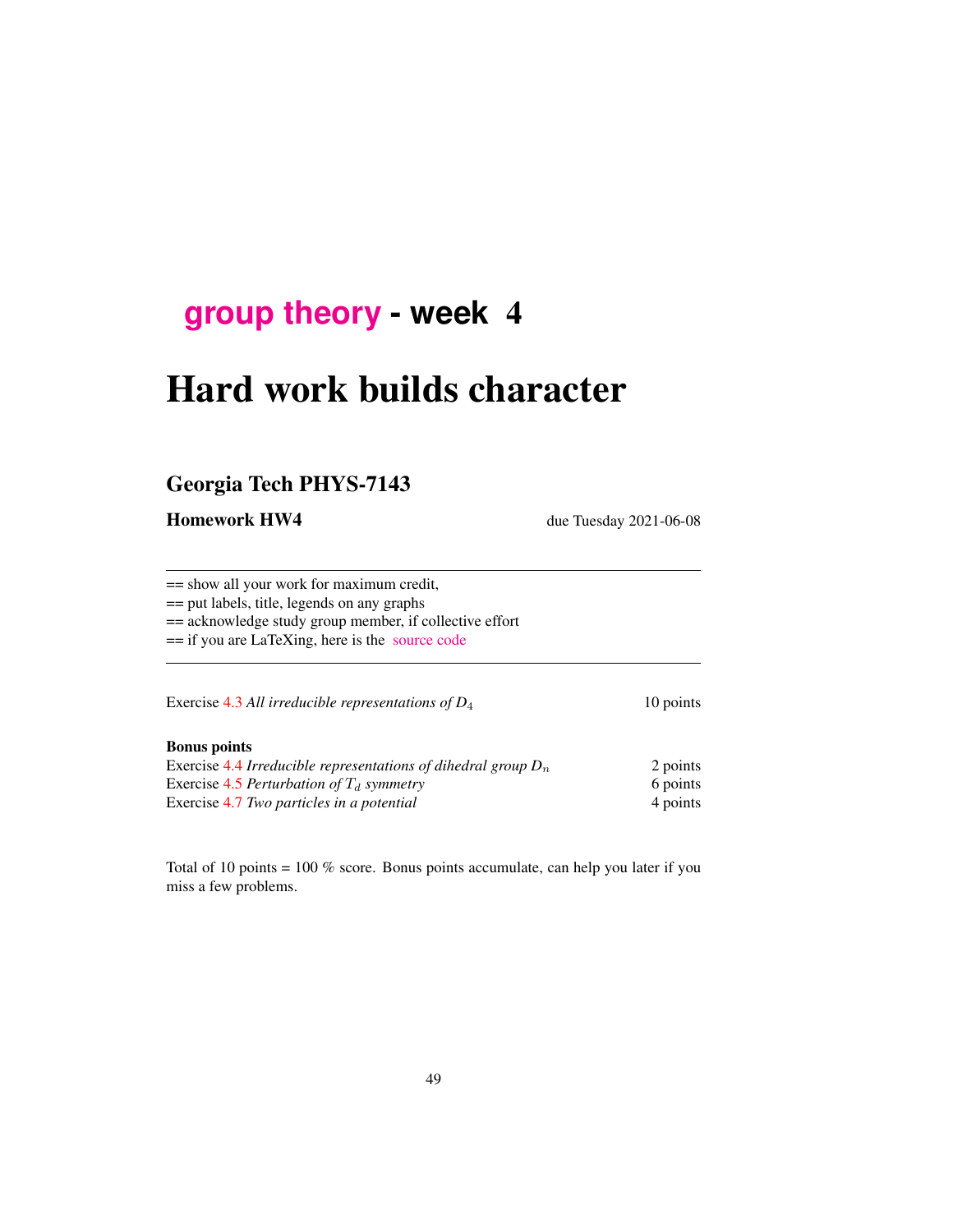# group theory - week 4

# Hard work builds character

## Georgia Tech PHYS-7143

**Homework HW4** due Tuesday 2021-06-08

---

== show all your work for maximum credit,
== put labels, title, legends on any graphs
== acknowledge study group member, if collective effort
== if you are LaTeXing, here is the source code

---

Exercise 4.3 *All irreducible representations of $D_4$* 10 points

**Bonus points**
Exercise 4.4 *Irreducible representations of dihedral group $D_n$* 2 points
Exercise 4.5 *Perturbation of $T_d$ symmetry* 6 points
Exercise 4.7 *Two particles in a potential* 4 points

Total of 10 points = 100 % score. Bonus points accumulate, can help you later if you miss a few problems.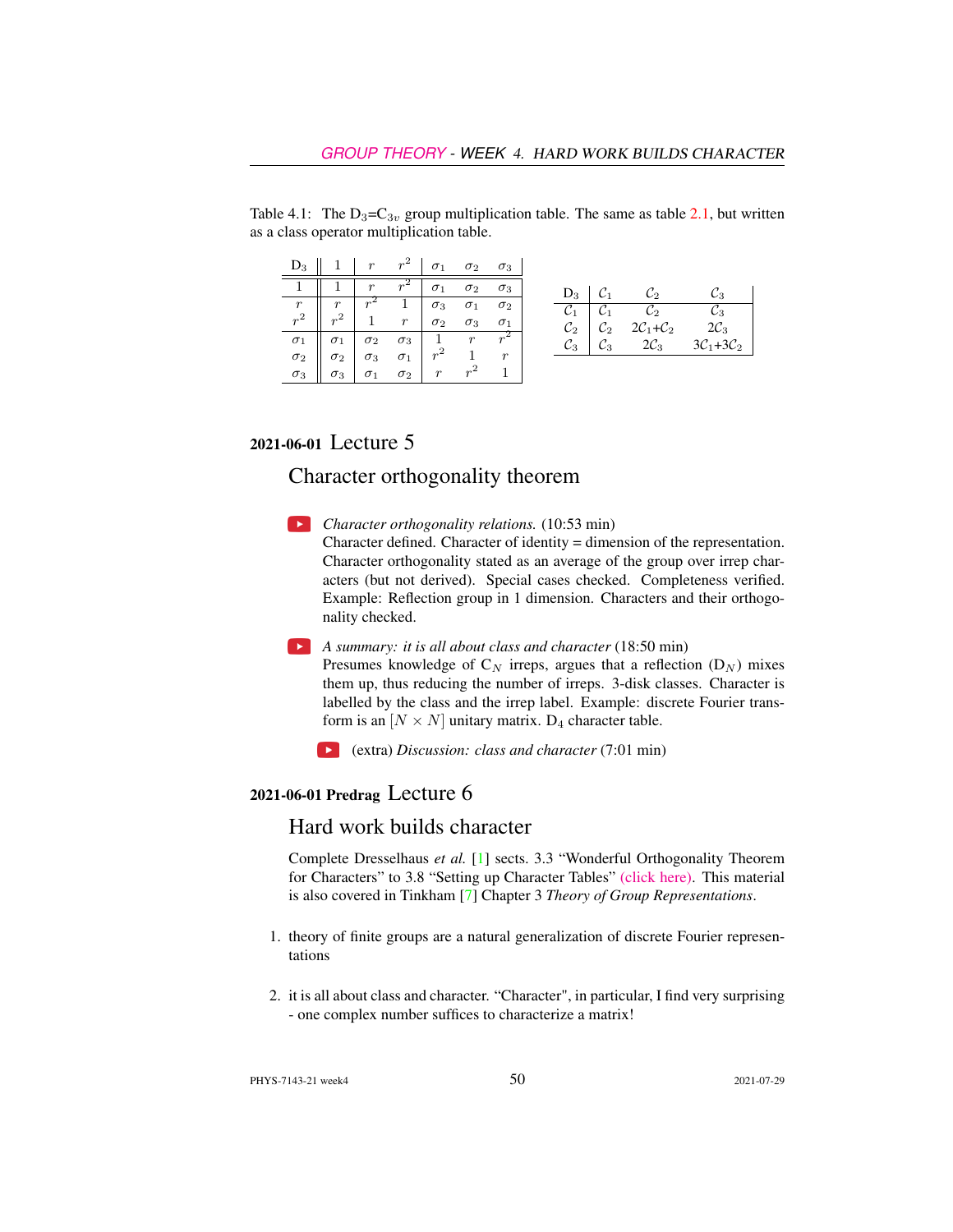Table 4.1: The $D_3$=$C_{3v}$ group multiplication table. The same as table 2.1, but written as a class operator multiplication table.

| $D_3$ | $1$ | $r$ | $r^2$ | $\sigma_1$ | $\sigma_2$ | $\sigma_3$ |
|---|---|---|---|---|---|---|
| $1$ | $1$ | $r$ | $r^2$ | $\sigma_1$ | $\sigma_2$ | $\sigma_3$ |
| $r$ | $r$ | $r^2$ | $1$ | $\sigma_3$ | $\sigma_1$ | $\sigma_2$ |
| $r^2$ | $r^2$ | $1$ | $r$ | $\sigma_2$ | $\sigma_3$ | $\sigma_1$ |
| $\sigma_1$ | $\sigma_1$ | $\sigma_2$ | $\sigma_3$ | $1$ | $r$ | $r^2$ |
| $\sigma_2$ | $\sigma_2$ | $\sigma_3$ | $\sigma_1$ | $r^2$ | $1$ | $r$ |
| $\sigma_3$ | $\sigma_3$ | $\sigma_1$ | $\sigma_2$ | $r$ | $r^2$ | $1$ |

| $D_3$ | $\mathcal{C}_1$ | $\mathcal{C}_2$ | $\mathcal{C}_3$ |
|---|---|---|---|
| $\mathcal{C}_1$ | $\mathcal{C}_1$ | $\mathcal{C}_2$ | $\mathcal{C}_3$ |
| $\mathcal{C}_2$ | $\mathcal{C}_2$ | $2\mathcal{C}_1$+$\mathcal{C}_2$ | $2\mathcal{C}_3$ |
| $\mathcal{C}_3$ | $\mathcal{C}_3$ | $2\mathcal{C}_3$ | $3\mathcal{C}_1$+$3\mathcal{C}_2$ |

## 2021-06-01 Lecture 5

### Character orthogonality theorem

*Character orthogonality relations.* (10:53 min)
Character defined. Character of identity = dimension of the representation. Character orthogonality stated as an average of the group over irrep characters (but not derived). Special cases checked. Completeness verified. Example: Reflection group in 1 dimension. Characters and their orthogonality checked.

*A summary: it is all about class and character* (18:50 min)
Presumes knowledge of $C_N$ irreps, argues that a reflection ($D_N$) mixes them up, thus reducing the number of irreps. 3-disk classes. Character is labelled by the class and the irrep label. Example: discrete Fourier transform is an $[N \times N]$ unitary matrix. $D_4$ character table.

(extra) *Discussion: class and character* (7:01 min)

## 2021-06-01 Predrag Lecture 6

### Hard work builds character

Complete Dresselhaus *et al.* [1] sects. 3.3 "Wonderful Orthogonality Theorem for Characters" to 3.8 "Setting up Character Tables" (click here). This material is also covered in Tinkham [7] Chapter 3 *Theory of Group Representations*.

1. theory of finite groups are a natural generalization of discrete Fourier representations

2. it is all about class and character. "Character", in particular, I find very surprising - one complex number suffices to characterize a matrix!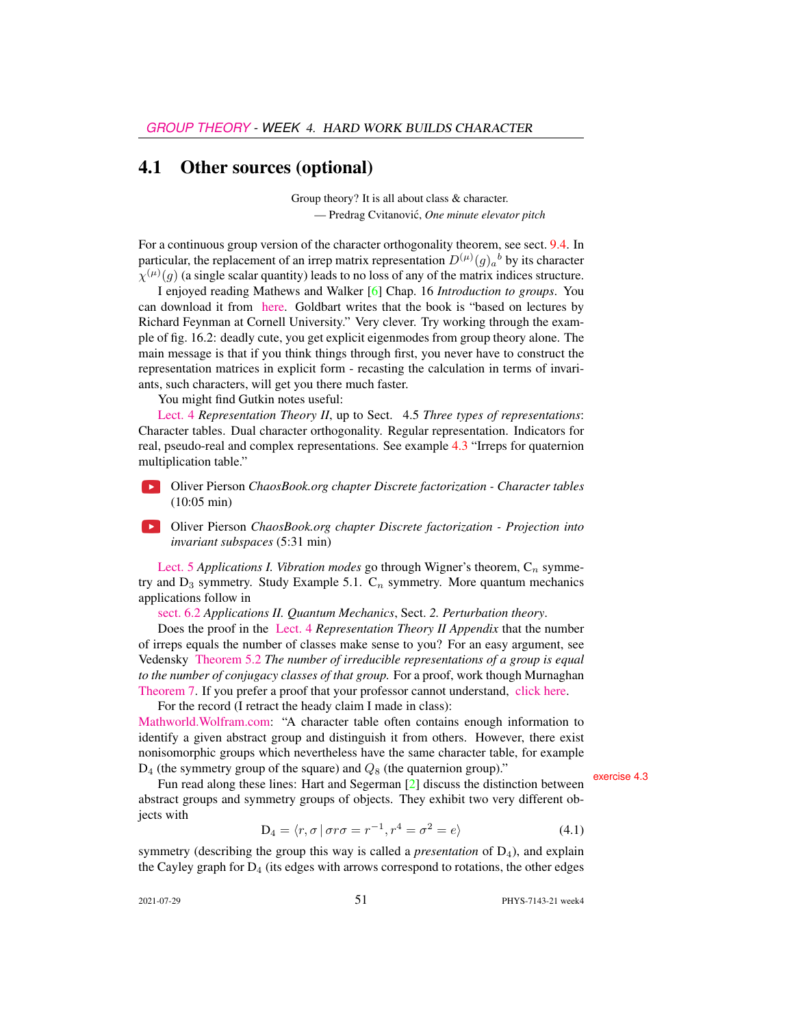## 4.1 Other sources (optional)

Group theory? It is all about class & character.
— Predrag Cvitanović, *One minute elevator pitch*

For a continuous group version of the character orthogonality theorem, see sect. 9.4. In particular, the replacement of an irrep matrix representation $D^{(\mu)}(g)_a{}^b$ by its character $\chi^{(\mu)}(g)$ (a single scalar quantity) leads to no loss of any of the matrix indices structure.

I enjoyed reading Mathews and Walker [6] Chap. 16 *Introduction to groups*. You can download it from here. Goldbart writes that the book is "based on lectures by Richard Feynman at Cornell University." Very clever. Try working through the example of fig. 16.2: deadly cute, you get explicit eigenmodes from group theory alone. The main message is that if you think things through first, you never have to construct the representation matrices in explicit form - recasting the calculation in terms of invariants, such characters, will get you there much faster.

You might find Gutkin notes useful:

Lect. 4 *Representation Theory II*, up to Sect. 4.5 *Three types of representations*: Character tables. Dual character orthogonality. Regular representation. Indicators for real, pseudo-real and complex representations. See example 4.3 "Irreps for quaternion multiplication table."

Oliver Pierson *ChaosBook.org chapter Discrete factorization - Character tables* (10:05 min)

Oliver Pierson *ChaosBook.org chapter Discrete factorization - Projection into invariant subspaces* (5:31 min)

Lect. 5 *Applications I. Vibration modes* go through Wigner's theorem, $C_n$ symmetry and $D_3$ symmetry. Study Example 5.1. $C_n$ symmetry. More quantum mechanics applications follow in

sect. 6.2 *Applications II. Quantum Mechanics*, Sect. *2. Perturbation theory*.

Does the proof in the Lect. 4 *Representation Theory II Appendix* that the number of irreps equals the number of classes make sense to you? For an easy argument, see Vedensky Theorem 5.2 *The number of irreducible representations of a group is equal to the number of conjugacy classes of that group.* For a proof, work though Murnaghan Theorem 7. If you prefer a proof that your professor cannot understand, click here.

For the record (I retract the heady claim I made in class):

Mathworld.Wolfram.com: "A character table often contains enough information to identify a given abstract group and distinguish it from others. However, there exist nonisomorphic groups which nevertheless have the same character table, for example $D_4$ (the symmetry group of the square) and $Q_8$ (the quaternion group)."

exercise 4.3

Fun read along these lines: Hart and Segerman [2] discuss the distinction between abstract groups and symmetry groups of objects. They exhibit two very different objects with

$$D_4 = \langle r, \sigma \,|\, \sigma r \sigma = r^{-1}, r^4 = \sigma^2 = e \rangle \tag{4.1}$$

symmetry (describing the group this way is called a *presentation* of $D_4$), and explain the Cayley graph for $D_4$ (its edges with arrows correspond to rotations, the other edges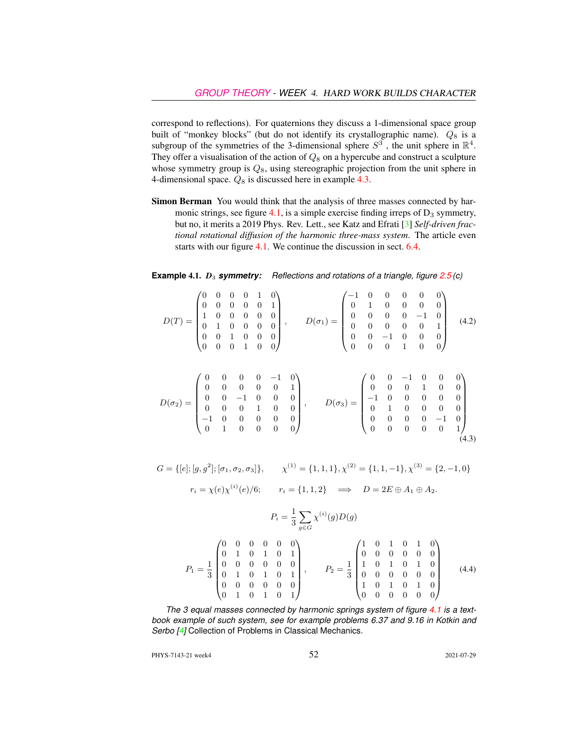correspond to reflections). For quaternions they discuss a 1-dimensional space group built of "monkey blocks" (but do not identify its crystallographic name). $Q_8$ is a subgroup of the symmetries of the 3-dimensional sphere $S^3$ , the unit sphere in $\mathbb{R}^4$. They offer a visualisation of the action of $Q_8$ on a hypercube and construct a sculpture whose symmetry group is $Q_8$, using stereographic projection from the unit sphere in 4-dimensional space. $Q_8$ is discussed here in example 4.3.

**Simon Berman** You would think that the analysis of three masses connected by harmonic strings, see figure 4.1, is a simple exercise finding irreps of $\mathrm{D}_3$ symmetry, but no, it merits a 2019 Phys. Rev. Lett., see Katz and Efrati [3] *Self-driven fractional rotational diffusion of the harmonic three-mass system.* The article even starts with our figure 4.1. We continue the discussion in sect. 6.4.

**Example 4.1.** ***$D_3$ symmetry:*** *Reflections and rotations of a triangle, figure 2.5 (c)*

$$D(T) = \begin{pmatrix} 0 & 0 & 0 & 0 & 1 & 0 \\ 0 & 0 & 0 & 0 & 0 & 1 \\ 1 & 0 & 0 & 0 & 0 & 0 \\ 0 & 1 & 0 & 0 & 0 & 0 \\ 0 & 0 & 1 & 0 & 0 & 0 \\ 0 & 0 & 0 & 1 & 0 & 0 \end{pmatrix}, \qquad D(\sigma_1) = \begin{pmatrix} -1 & 0 & 0 & 0 & 0 & 0 \\ 0 & 1 & 0 & 0 & 0 & 0 \\ 0 & 0 & 0 & 0 & -1 & 0 \\ 0 & 0 & 0 & 0 & 0 & 1 \\ 0 & 0 & -1 & 0 & 0 & 0 \\ 0 & 0 & 0 & 1 & 0 & 0 \end{pmatrix} \tag{4.2}$$

$$D(\sigma_2) = \begin{pmatrix} 0 & 0 & 0 & 0 & -1 & 0 \\ 0 & 0 & 0 & 0 & 0 & 1 \\ 0 & 0 & -1 & 0 & 0 & 0 \\ 0 & 0 & 0 & 1 & 0 & 0 \\ -1 & 0 & 0 & 0 & 0 & 0 \\ 0 & 1 & 0 & 0 & 0 & 0 \end{pmatrix}, \qquad D(\sigma_3) = \begin{pmatrix} 0 & 0 & -1 & 0 & 0 & 0 \\ 0 & 0 & 0 & 1 & 0 & 0 \\ -1 & 0 & 0 & 0 & 0 & 0 \\ 0 & 1 & 0 & 0 & 0 & 0 \\ 0 & 0 & 0 & 0 & -1 & 0 \\ 0 & 0 & 0 & 0 & 0 & 1 \end{pmatrix} \tag{4.3}$$

$$G = \{[e];[g,g^2];[\sigma_1,\sigma_2,\sigma_3]\}, \qquad \chi^{(1)} = \{1,1,1\}, \chi^{(2)} = \{1,1,-1\}, \chi^{(3)} = \{2,-1,0\}$$

$$r_i = \chi(e)\chi^{(i)}(e)/6; \qquad r_i = \{1,1,2\} \quad \Longrightarrow \quad D = 2E \oplus A_1 \oplus A_2 .$$

$$P_i = \frac{1}{3}\sum_{g\in G} \chi^{(i)}(g) D(g)$$

$$P_1 = \frac{1}{3}\begin{pmatrix} 0 & 0 & 0 & 0 & 0 & 0 \\ 0 & 1 & 0 & 1 & 0 & 1 \\ 0 & 0 & 0 & 0 & 0 & 0 \\ 0 & 1 & 0 & 1 & 0 & 1 \\ 0 & 0 & 0 & 0 & 0 & 0 \\ 0 & 1 & 0 & 1 & 0 & 1 \end{pmatrix}, \qquad P_2 = \frac{1}{3}\begin{pmatrix} 1 & 0 & 1 & 0 & 1 & 0 \\ 0 & 0 & 0 & 0 & 0 & 0 \\ 1 & 0 & 1 & 0 & 1 & 0 \\ 0 & 0 & 0 & 0 & 0 & 0 \\ 1 & 0 & 1 & 0 & 1 & 0 \\ 0 & 0 & 0 & 0 & 0 & 0 \end{pmatrix} \tag{4.4}$$

*The 3 equal masses connected by harmonic springs system of figure 4.1 is a textbook example of such system, see for example problems 6.37 and 9.16 in Kotkin and Serbo [4]* Collection of Problems in Classical Mechanics.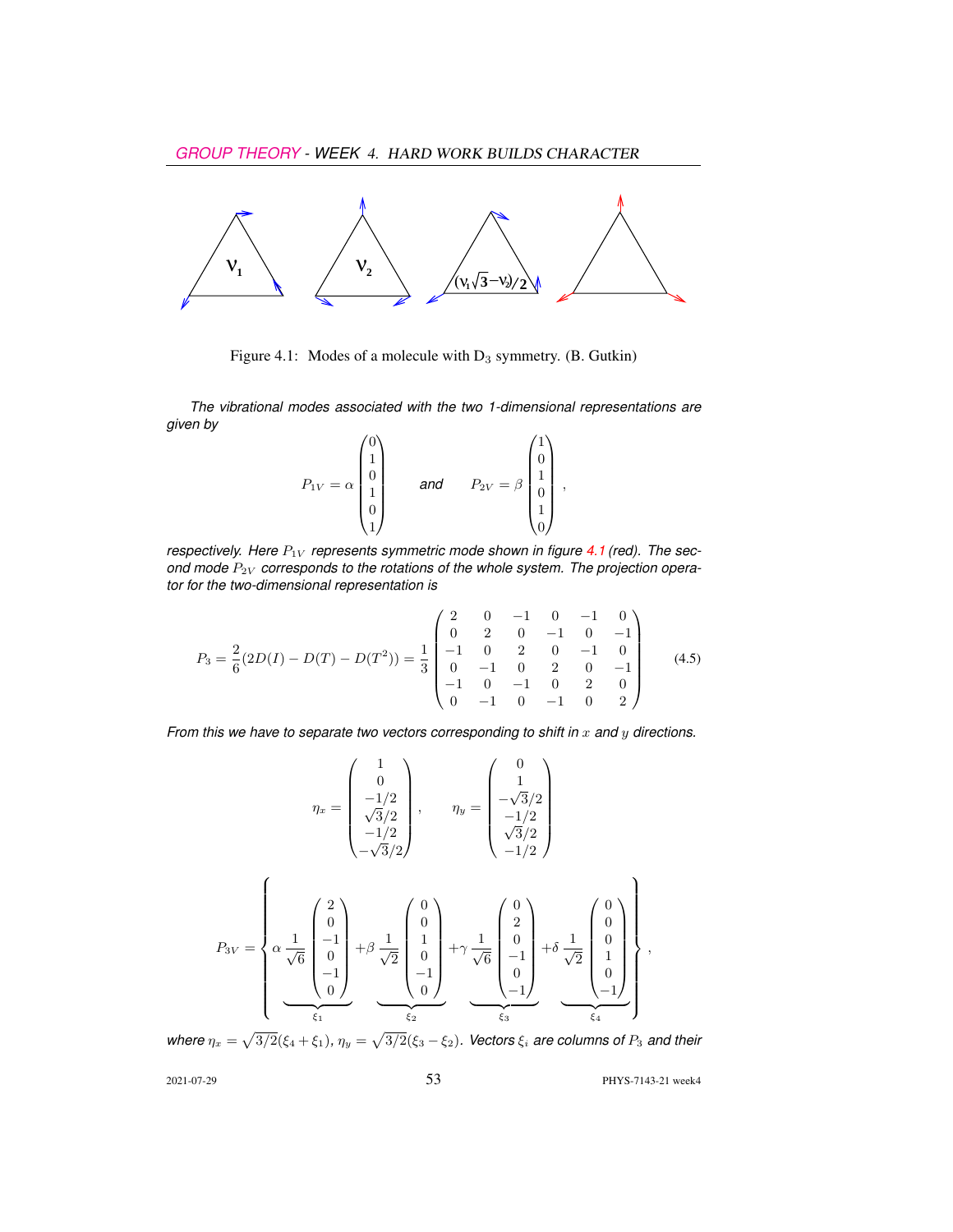Figure 4.1: Modes of a molecule with $D_3$ symmetry. (B. Gutkin)

*The vibrational modes associated with the two 1-dimensional representations are given by*

$$P_{1V} = \alpha \begin{pmatrix} 0 \\ 1 \\ 0 \\ 1 \\ 0 \\ 1 \end{pmatrix} \qquad \textit{and} \qquad P_{2V} = \beta \begin{pmatrix} 1 \\ 0 \\ 1 \\ 0 \\ 1 \\ 0 \end{pmatrix},$$

*respectively. Here $P_{1V}$ represents symmetric mode shown in figure 4.1 (red). The second mode $P_{2V}$ corresponds to the rotations of the whole system. The projection operator for the two-dimensional representation is*

$$P_3 = \frac{2}{6}(2D(I) - D(T) - D(T^2)) = \frac{1}{3} \begin{pmatrix} 2 & 0 & -1 & 0 & -1 & 0 \\ 0 & 2 & 0 & -1 & 0 & -1 \\ -1 & 0 & 2 & 0 & -1 & 0 \\ 0 & -1 & 0 & 2 & 0 & -1 \\ -1 & 0 & -1 & 0 & 2 & 0 \\ 0 & -1 & 0 & -1 & 0 & 2 \end{pmatrix} \tag{4.5}$$

*From this we have to separate two vectors corresponding to shift in $x$ and $y$ directions.*

$$\eta_x = \begin{pmatrix} 1 \\ 0 \\ -1/2 \\ \sqrt{3}/2 \\ -1/2 \\ -\sqrt{3}/2 \end{pmatrix}, \qquad \eta_y = \begin{pmatrix} 0 \\ 1 \\ -\sqrt{3}/2 \\ -1/2 \\ \sqrt{3}/2 \\ -1/2 \end{pmatrix}$$

$$P_{3V} = \left\{ \alpha \underbrace{\frac{1}{\sqrt{6}} \begin{pmatrix} 2 \\ 0 \\ -1 \\ 0 \\ -1 \\ 0 \end{pmatrix}}_{\xi_1} + \beta \underbrace{\frac{1}{\sqrt{2}} \begin{pmatrix} 0 \\ 0 \\ 1 \\ 0 \\ -1 \\ 0 \end{pmatrix}}_{\xi_2} + \gamma \underbrace{\frac{1}{\sqrt{6}} \begin{pmatrix} 0 \\ 2 \\ 0 \\ -1 \\ 0 \\ -1 \end{pmatrix}}_{\xi_3} + \delta \underbrace{\frac{1}{\sqrt{2}} \begin{pmatrix} 0 \\ 0 \\ 0 \\ 1 \\ 0 \\ -1 \end{pmatrix}}_{\xi_4} \right\},$$

*where $\eta_x = \sqrt{3/2}(\xi_4 + \xi_1)$, $\eta_y = \sqrt{3/2}(\xi_3 - \xi_2)$. Vectors $\xi_i$ are columns of $P_3$ and their*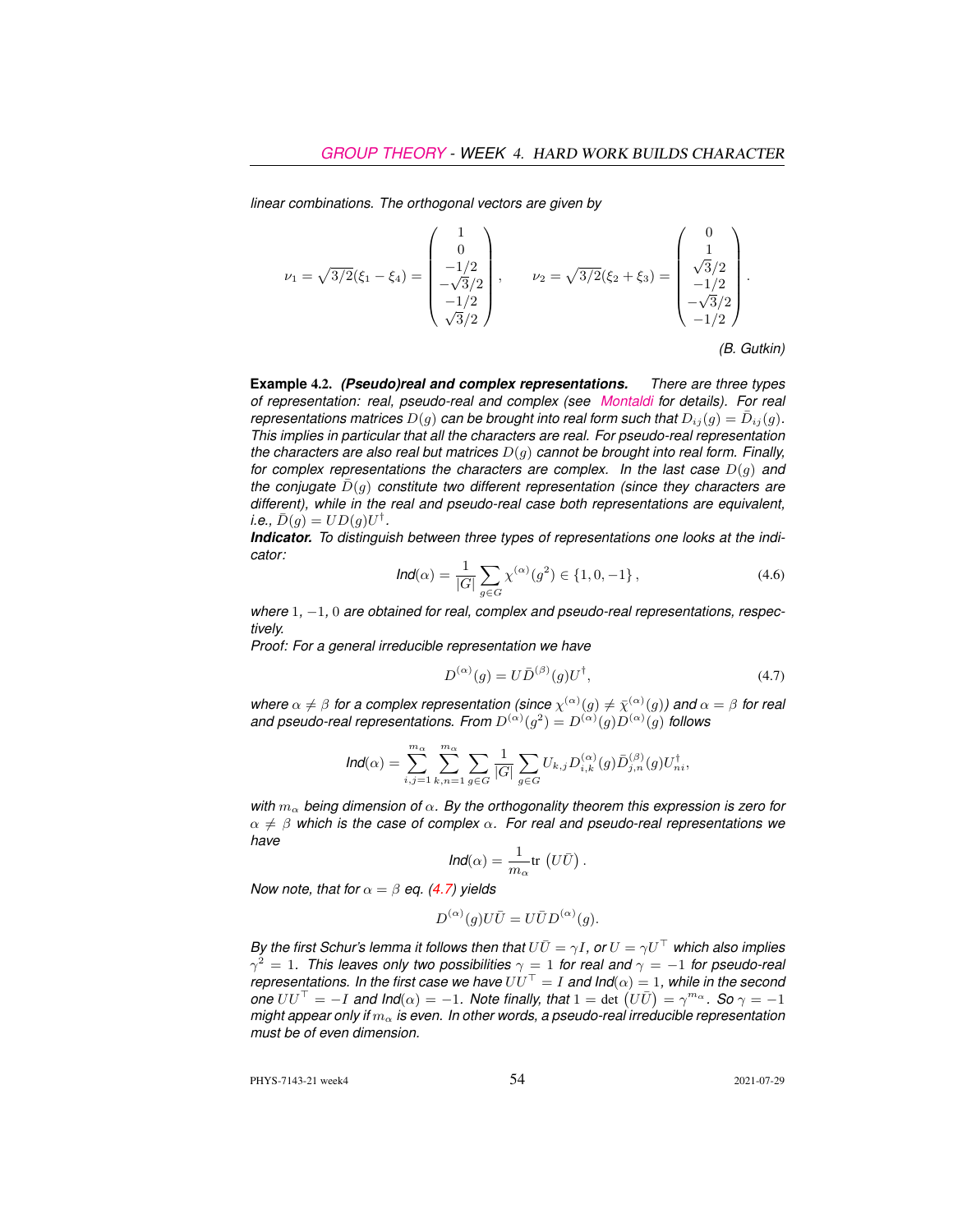*linear combinations. The orthogonal vectors are given by*

$$\nu_1 = \sqrt{3/2}(\xi_1 - \xi_4) = \begin{pmatrix} 1 \\ 0 \\ -1/2 \\ -\sqrt{3}/2 \\ -1/2 \\ \sqrt{3}/2 \end{pmatrix}, \qquad \nu_2 = \sqrt{3/2}(\xi_2 + \xi_3) = \begin{pmatrix} 0 \\ 1 \\ \sqrt{3}/2 \\ -1/2 \\ -\sqrt{3}/2 \\ -1/2 \end{pmatrix}.$$

*(B. Gutkin)*

**Example 4.2.** ***(Pseudo)real and complex representations.*** *There are three types of representation: real, pseudo-real and complex (see Montaldi for details). For real representations matrices $D(g)$ can be brought into real form such that $D_{ij}(g) = \bar{D}_{ij}(g)$. This implies in particular that all the characters are real. For pseudo-real representation the characters are also real but matrices $D(g)$ cannot be brought into real form. Finally, for complex representations the characters are complex. In the last case $D(g)$ and the conjugate $\bar{D}(g)$ constitute two different representation (since they characters are different), while in the real and pseudo-real case both representations are equivalent, i.e., $\bar{D}(g) = UD(g)U^{\dagger}$.*

***Indicator.*** *To distinguish between three types of representations one looks at the indicator:*

$$\textit{Ind}(\alpha) = \frac{1}{|G|}\sum_{g\in G}\chi^{(\alpha)}(g^2) \in \{1, 0, -1\}\,, \tag{4.6}$$

*where $1, -1, 0$ are obtained for real, complex and pseudo-real representations, respectively.*

*Proof: For a general irreducible representation we have*

$$D^{(\alpha)}(g) = U\bar{D}^{(\beta)}(g)U^{\dagger}, \tag{4.7}$$

*where $\alpha \neq \beta$ for a complex representation (since $\chi^{(\alpha)}(g) \neq \bar{\chi}^{(\alpha)}(g)$) and $\alpha = \beta$ for real and pseudo-real representations. From $D^{(\alpha)}(g^2) = D^{(\alpha)}(g)D^{(\alpha)}(g)$ follows*

$$\textit{Ind}(\alpha) = \sum_{i,j=1}^{m_\alpha}\sum_{k,n=1}^{m_\alpha}\sum_{g\in G}\frac{1}{|G|}\sum_{g\in G}U_{k,j}D^{(\alpha)}_{i,k}(g)\bar{D}^{(\beta)}_{j,n}(g)U^{\dagger}_{ni},$$

*with $m_\alpha$ being dimension of $\alpha$. By the orthogonality theorem this expression is zero for $\alpha \neq \beta$ which is the case of complex $\alpha$. For real and pseudo-real representations we have*

$$\textit{Ind}(\alpha) = \frac{1}{m_\alpha}\mathrm{tr}\,\left(U\bar{U}\right).$$

*Now note, that for $\alpha = \beta$ eq. (4.7) yields*

$$D^{(\alpha)}(g)U\bar{U} = U\bar{U}D^{(\alpha)}(g).$$

*By the first Schur's lemma it follows then that $U\bar{U} = \gamma I$, or $U = \gamma U^{\top}$ which also implies $\gamma^2 = 1$. This leaves only two possibilities $\gamma = 1$ for real and $\gamma = -1$ for pseudo-real representations. In the first case we have $UU^{\top} = I$ and $\textit{Ind}(\alpha) = 1$, while in the second one $UU^{\top} = -I$ and $\textit{Ind}(\alpha) = -1$. Note finally, that $1 = \det\left(U\bar{U}\right) = \gamma^{m_\alpha}$. So $\gamma = -1$ might appear only if $m_\alpha$ is even. In other words, a pseudo-real irreducible representation must be of even dimension.*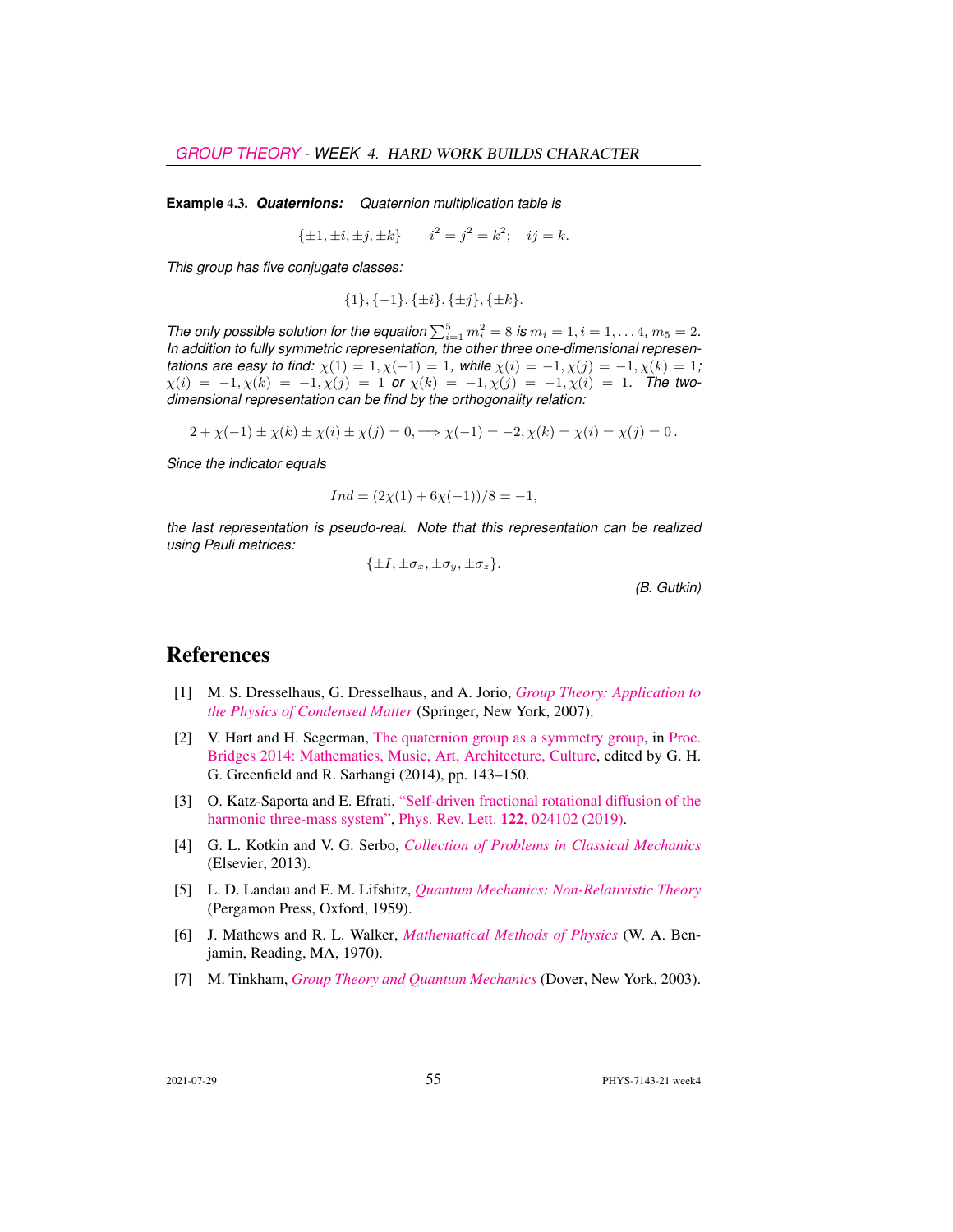**Example 4.3.** ***Quaternions:*** *Quaternion multiplication table is*

$$\{\pm 1, \pm i, \pm j, \pm k\} \qquad i^2 = j^2 = k^2; \quad ij = k.$$

*This group has five conjugate classes:*

$$\{1\}, \{-1\}, \{\pm i\}, \{\pm j\}, \{\pm k\}.$$

*The only possible solution for the equation* $\sum_{i=1}^{5} m_i^2 = 8$ *is* $m_i = 1, i = 1, \ldots 4$, $m_5 = 2$. *In addition to fully symmetric representation, the other three one-dimensional representations are easy to find:* $\chi(1) = 1, \chi(-1) = 1$, *while* $\chi(i) = -1, \chi(j) = -1, \chi(k) = 1$; $\chi(i) = -1, \chi(k) = -1, \chi(j) = 1$ *or* $\chi(k) = -1, \chi(j) = -1, \chi(i) = 1$. *The two-dimensional representation can be find by the orthogonality relation:*

$$2 + \chi(-1) \pm \chi(k) \pm \chi(i) \pm \chi(j) = 0, \Longrightarrow \chi(-1) = -2, \chi(k) = \chi(i) = \chi(j) = 0\,.$$

*Since the indicator equals*

$$Ind = (2\chi(1) + 6\chi(-1))/8 = -1,$$

*the last representation is pseudo-real. Note that this representation can be realized using Pauli matrices:*

$$\{\pm I, \pm \sigma_x, \pm \sigma_y, \pm \sigma_z\}.$$

*(B. Gutkin)*

# References

[1] M. S. Dresselhaus, G. Dresselhaus, and A. Jorio, *Group Theory: Application to the Physics of Condensed Matter* (Springer, New York, 2007).

[2] V. Hart and H. Segerman, The quaternion group as a symmetry group, in Proc. Bridges 2014: Mathematics, Music, Art, Architecture, Culture, edited by G. H. G. Greenfield and R. Sarhangi (2014), pp. 143–150.

[3] O. Katz-Saporta and E. Efrati, "Self-driven fractional rotational diffusion of the harmonic three-mass system", Phys. Rev. Lett. **122**, 024102 (2019).

[4] G. L. Kotkin and V. G. Serbo, *Collection of Problems in Classical Mechanics* (Elsevier, 2013).

[5] L. D. Landau and E. M. Lifshitz, *Quantum Mechanics: Non-Relativistic Theory* (Pergamon Press, Oxford, 1959).

[6] J. Mathews and R. L. Walker, *Mathematical Methods of Physics* (W. A. Benjamin, Reading, MA, 1970).

[7] M. Tinkham, *Group Theory and Quantum Mechanics* (Dover, New York, 2003).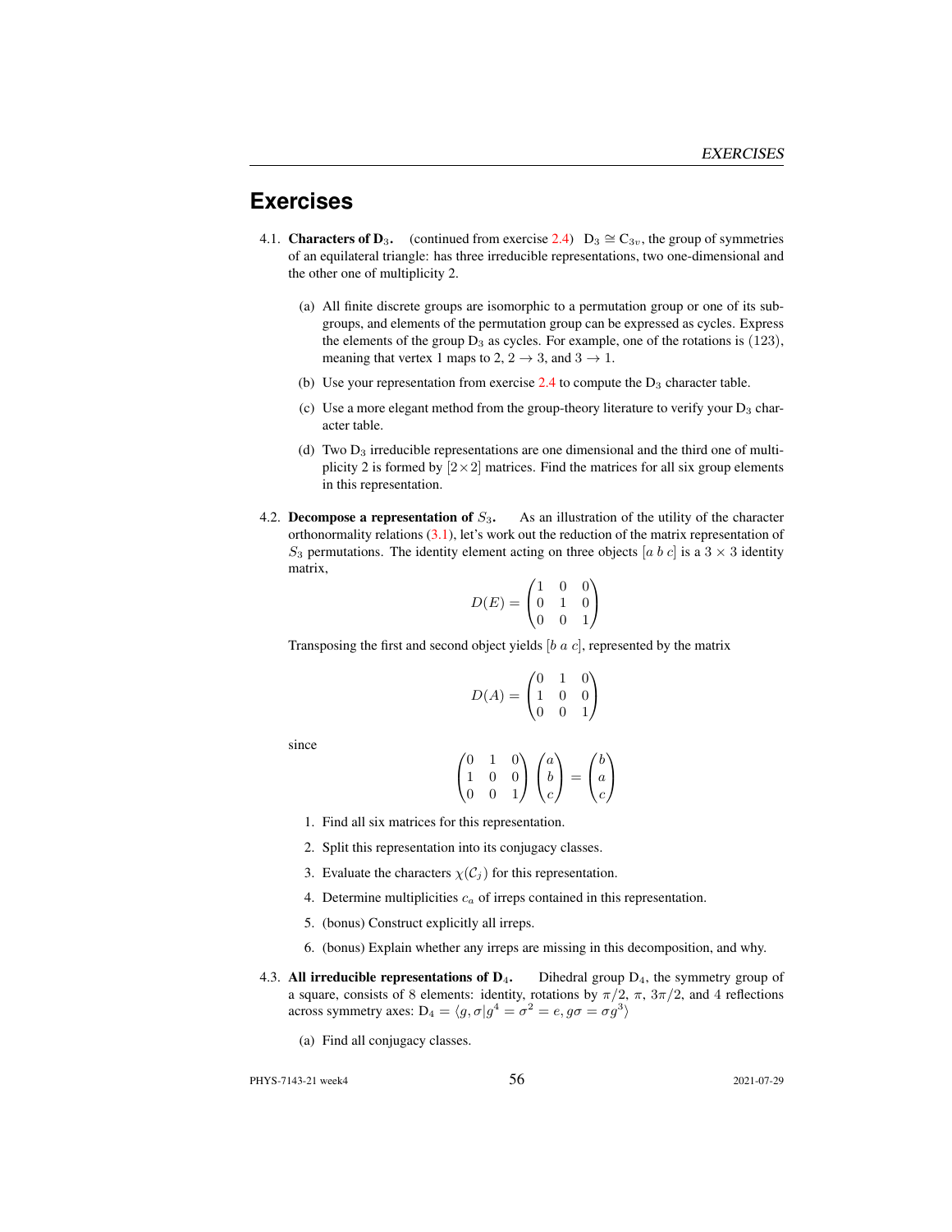## Exercises

4.1. **Characters of $D_3$.** (continued from exercise 2.4) $D_3 \cong C_{3v}$, the group of symmetries of an equilateral triangle: has three irreducible representations, two one-dimensional and the other one of multiplicity 2.

  (a) All finite discrete groups are isomorphic to a permutation group or one of its subgroups, and elements of the permutation group can be expressed as cycles. Express the elements of the group $D_3$ as cycles. For example, one of the rotations is $(123)$, meaning that vertex 1 maps to 2, $2 \to 3$, and $3 \to 1$.

  (b) Use your representation from exercise 2.4 to compute the $D_3$ character table.

  (c) Use a more elegant method from the group-theory literature to verify your $D_3$ character table.

  (d) Two $D_3$ irreducible representations are one dimensional and the third one of multiplicity 2 is formed by $[2\times 2]$ matrices. Find the matrices for all six group elements in this representation.

4.2. **Decompose a representation of $S_3$.** As an illustration of the utility of the character orthonormality relations (3.1), let's work out the reduction of the matrix representation of $S_3$ permutations. The identity element acting on three objects $[a\ b\ c]$ is a $3 \times 3$ identity matrix,

$$D(E) = \begin{pmatrix} 1 & 0 & 0 \\ 0 & 1 & 0 \\ 0 & 0 & 1 \end{pmatrix}$$

Transposing the first and second object yields $[b\ a\ c]$, represented by the matrix

$$D(A) = \begin{pmatrix} 0 & 1 & 0 \\ 1 & 0 & 0 \\ 0 & 0 & 1 \end{pmatrix}$$

since

$$\begin{pmatrix} 0 & 1 & 0 \\ 1 & 0 & 0 \\ 0 & 0 & 1 \end{pmatrix} \begin{pmatrix} a \\ b \\ c \end{pmatrix} = \begin{pmatrix} b \\ a \\ c \end{pmatrix}$$

  1. Find all six matrices for this representation.
  2. Split this representation into its conjugacy classes.
  3. Evaluate the characters $\chi(\mathcal{C}_j)$ for this representation.
  4. Determine multiplicities $c_a$ of irreps contained in this representation.
  5. (bonus) Construct explicitly all irreps.
  6. (bonus) Explain whether any irreps are missing in this decomposition, and why.

4.3. **All irreducible representations of $D_4$.** Dihedral group $D_4$, the symmetry group of a square, consists of 8 elements: identity, rotations by $\pi/2$, $\pi$, $3\pi/2$, and 4 reflections across symmetry axes: $D_4 = \langle g, \sigma | g^4 = \sigma^2 = e, g\sigma = \sigma g^3 \rangle$

  (a) Find all conjugacy classes.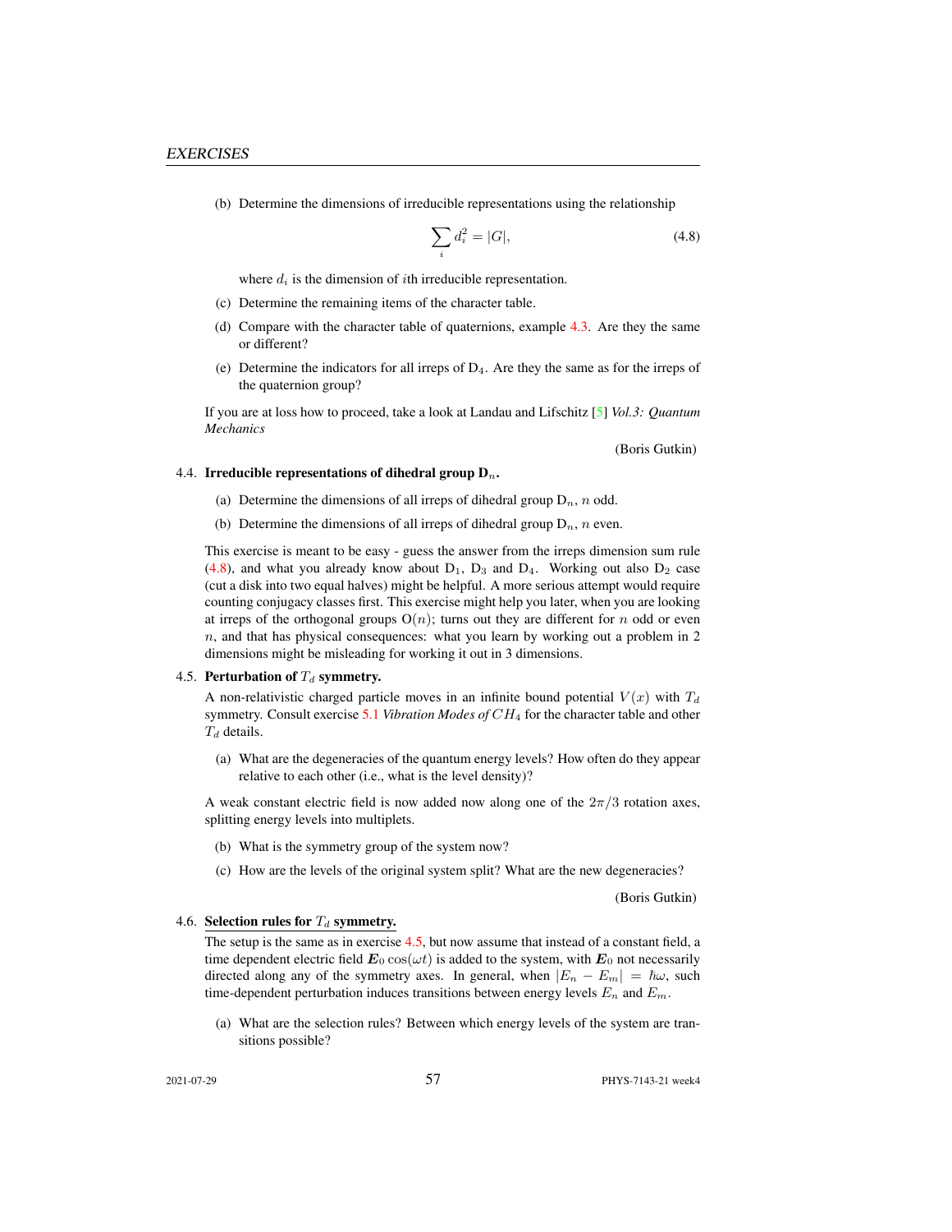(b) Determine the dimensions of irreducible representations using the relationship

$$\sum_i d_i^2 = |G|, \tag{4.8}$$

where $d_i$ is the dimension of $i$th irreducible representation.

(c) Determine the remaining items of the character table.

(d) Compare with the character table of quaternions, example 4.3. Are they the same or different?

(e) Determine the indicators for all irreps of $D_4$. Are they the same as for the irreps of the quaternion group?

If you are at loss how to proceed, take a look at Landau and Lifschitz [5] *Vol.3: Quantum Mechanics*

(Boris Gutkin)

4.4. **Irreducible representations of dihedral group $D_n$.**

(a) Determine the dimensions of all irreps of dihedral group $D_n$, $n$ odd.

(b) Determine the dimensions of all irreps of dihedral group $D_n$, $n$ even.

This exercise is meant to be easy - guess the answer from the irreps dimension sum rule (4.8), and what you already know about $D_1$, $D_3$ and $D_4$. Working out also $D_2$ case (cut a disk into two equal halves) might be helpful. A more serious attempt would require counting conjugacy classes first. This exercise might help you later, when you are looking at irreps of the orthogonal groups $O(n)$; turns out they are different for $n$ odd or even $n$, and that has physical consequences: what you learn by working out a problem in 2 dimensions might be misleading for working it out in 3 dimensions.

4.5. **Perturbation of $T_d$ symmetry.**

A non-relativistic charged particle moves in an infinite bound potential $V(x)$ with $T_d$ symmetry. Consult exercise 5.1 *Vibration Modes of $CH_4$* for the character table and other $T_d$ details.

(a) What are the degeneracies of the quantum energy levels? How often do they appear relative to each other (i.e., what is the level density)?

A weak constant electric field is now added now along one of the $2\pi/3$ rotation axes, splitting energy levels into multiplets.

(b) What is the symmetry group of the system now?

(c) How are the levels of the original system split? What are the new degeneracies?

(Boris Gutkin)

4.6. **Selection rules for $T_d$ symmetry.**

The setup is the same as in exercise 4.5, but now assume that instead of a constant field, a time dependent electric field $\boldsymbol{E}_0 \cos(\omega t)$ is added to the system, with $\boldsymbol{E}_0$ not necessarily directed along any of the symmetry axes. In general, when $|E_n - E_m| = \hbar\omega$, such time-dependent perturbation induces transitions between energy levels $E_n$ and $E_m$.

(a) What are the selection rules? Between which energy levels of the system are transitions possible?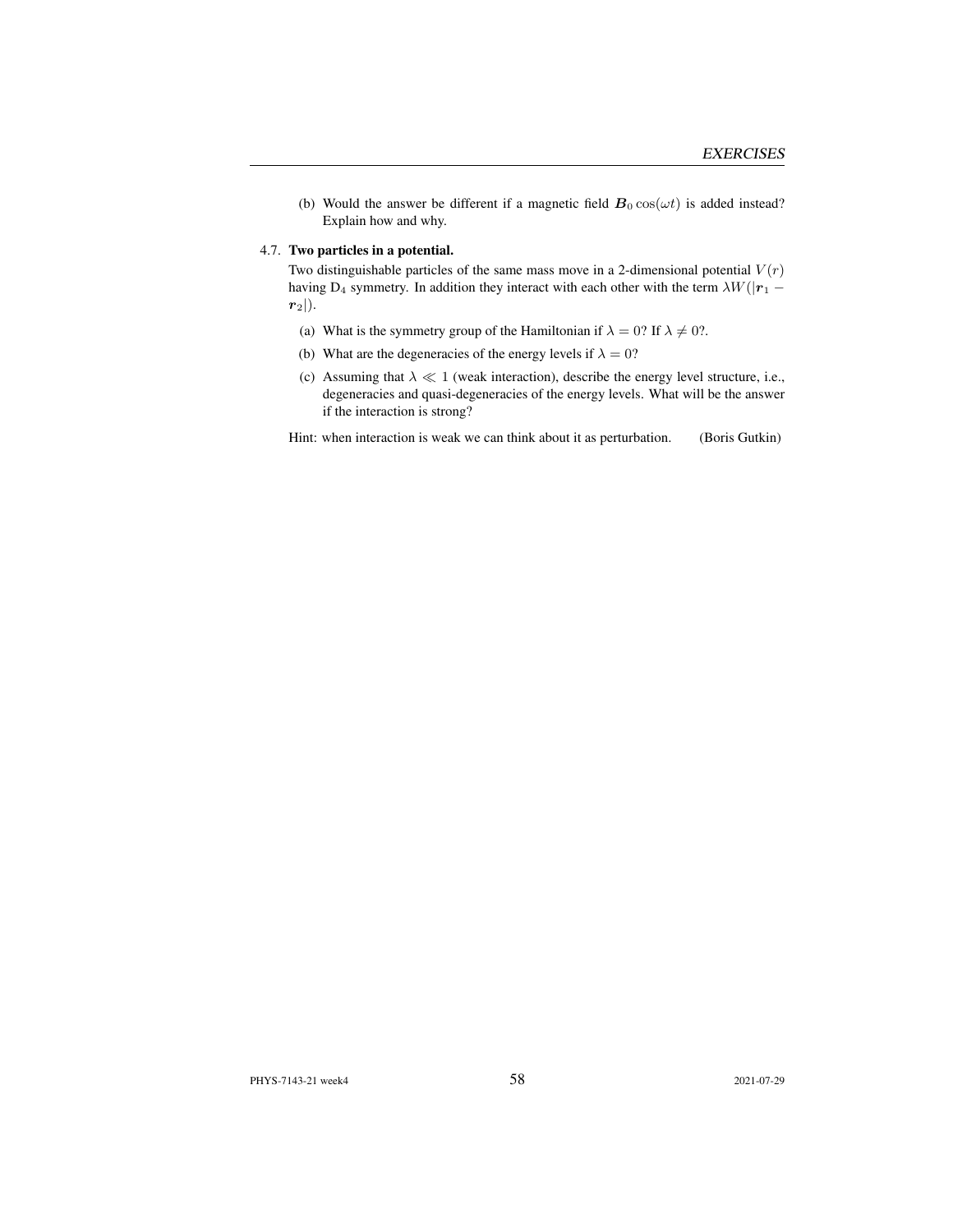(b) Would the answer be different if a magnetic field $\boldsymbol{B}_0 \cos(\omega t)$ is added instead? Explain how and why.

4.7. **Two particles in a potential.**

Two distinguishable particles of the same mass move in a 2-dimensional potential $V(r)$ having $D_4$ symmetry. In addition they interact with each other with the term $\lambda W(|\boldsymbol{r}_1 - \boldsymbol{r}_2|)$.

(a) What is the symmetry group of the Hamiltonian if $\lambda = 0$? If $\lambda \neq 0$?.

(b) What are the degeneracies of the energy levels if $\lambda = 0$?

(c) Assuming that $\lambda \ll 1$ (weak interaction), describe the energy level structure, i.e., degeneracies and quasi-degeneracies of the energy levels. What will be the answer if the interaction is strong?

Hint: when interaction is weak we can think about it as perturbation. (Boris Gutkin)